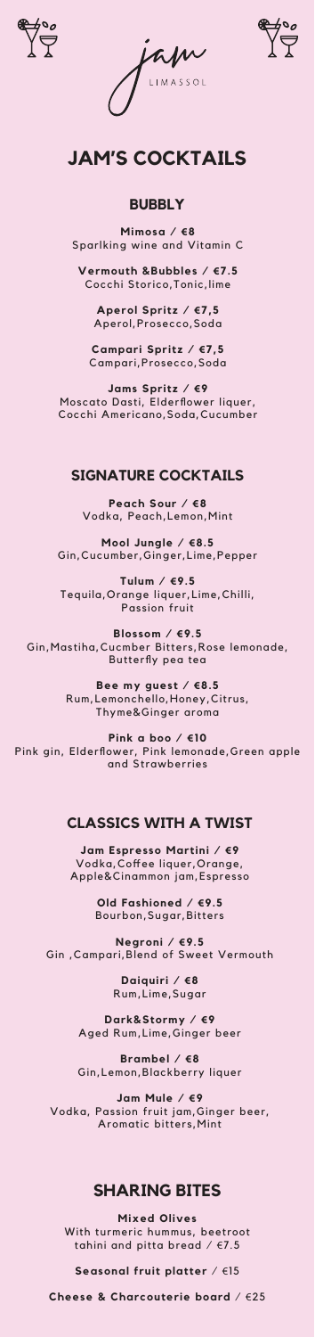jam
LIMASSOL

# JAM'S COCKTAILS

## BUBBLY

**Mimosa / €8**
Sparlking wine and Vitamin C

**Vermouth &Bubbles / €7.5**
Cocchi Storico,Tonic,lime

**Aperol Spritz / €7,5**
Aperol,Prosecco,Soda

**Campari Spritz / €7,5**
Campari,Prosecco,Soda

**Jams Spritz / €9**
Moscato Dasti, Elderflower liquer, Cocchi Americano,Soda,Cucumber

## SIGNATURE COCKTAILS

**Peach Sour / €8**
Vodka, Peach,Lemon,Mint

**Mool Jungle / €8.5**
Gin,Cucumber,Ginger,Lime,Pepper

**Tulum / €9.5**
Tequila,Orange liquer,Lime,Chilli, Passion fruit

**Blossom / €9.5**
Gin,Mastiha,Cucmber Bitters,Rose lemonade, Butterfly pea tea

**Bee my guest / €8.5**
Rum,Lemonchello,Honey,Citrus, Thyme&Ginger aroma

**Pink a boo / €10**
Pink gin, Elderflower, Pink lemonade,Green apple and Strawberries

## CLASSICS WITH A TWIST

**Jam Espresso Martini / €9**
Vodka,Coffee liquer,Orange, Apple&Cinammon jam,Espresso

**Old Fashioned / €9.5**
Bourbon,Sugar,Bitters

**Negroni / €9.5**
Gin ,Campari,Blend of Sweet Vermouth

**Daiquiri / €8**
Rum,Lime,Sugar

**Dark&Stormy / €9**
Aged Rum,Lime,Ginger beer

**Brambel / €8**
Gin,Lemon,Blackberry liquer

**Jam Mule / €9**
Vodka, Passion fruit jam,Ginger beer, Aromatic bitters,Mint

## SHARING BITES

**Mixed Olives**
With turmeric hummus, beetroot tahini and pitta bread / €7.5

**Seasonal fruit platter** / €15

**Cheese & Charcouterie board** / €25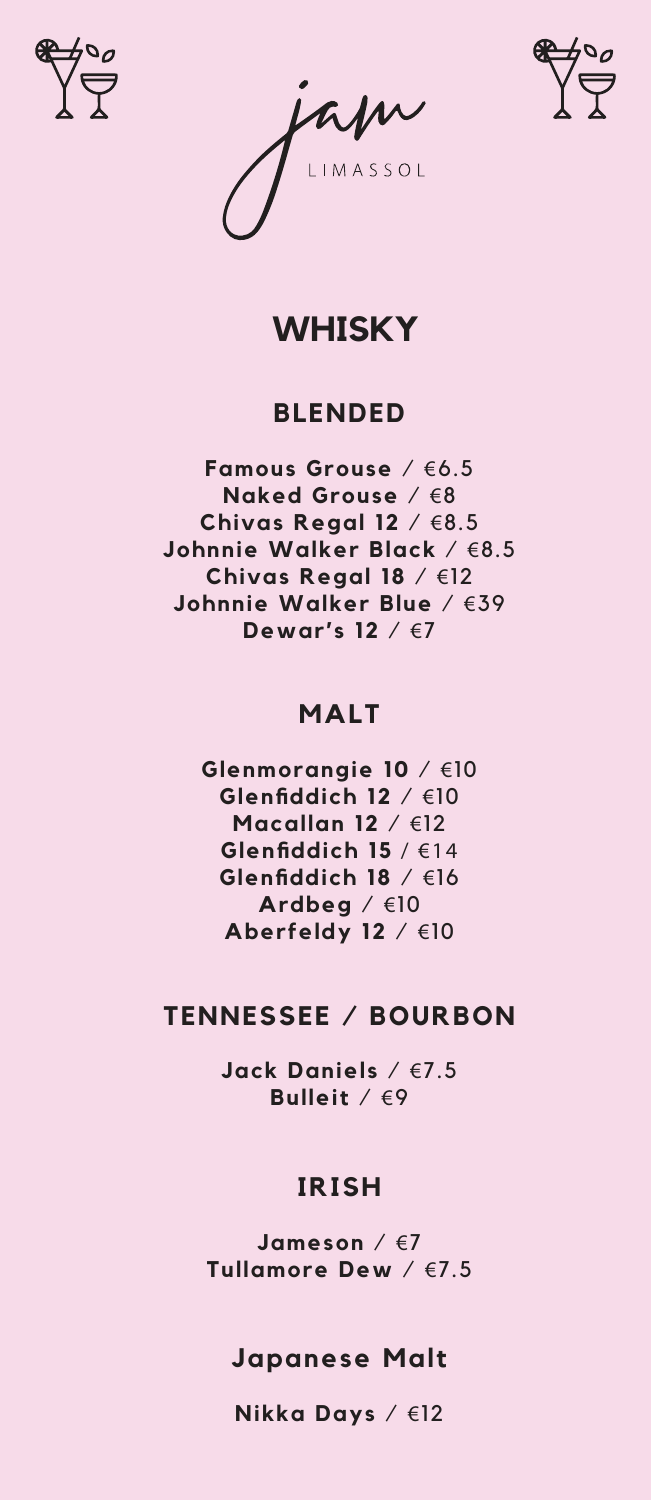jam
LIMASSOL

# WHISKY

## BLENDED

**Famous Grouse** / €6.5
**Naked Grouse** / €8
**Chivas Regal 12** / €8.5
**Johnnie Walker Black** / €8.5
**Chivas Regal 18** / €12
**Johnnie Walker Blue** / €39
**Dewar's 12** / €7

## MALT

**Glenmorangie 10** / €10
**Glenfiddich 12** / €10
**Macallan 12** / €12
**Glenfiddich 15** / €14
**Glenfiddich 18** / €16
**Ardbeg** / €10
**Aberfeldy 12** / €10

## TENNESSEE / BOURBON

**Jack Daniels** / €7.5
**Bulleit** / €9

## IRISH

**Jameson** / €7
**Tullamore Dew** / €7.5

## Japanese Malt

**Nikka Days** / €12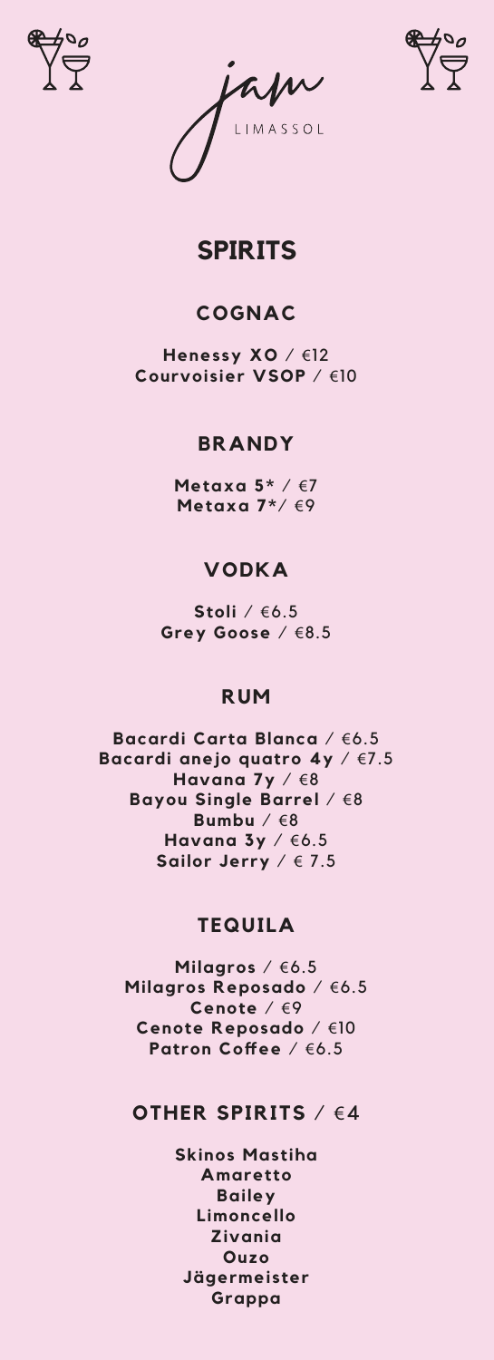jam

LIMASSOL

# SPIRITS

## COGNAC

**Henessy XO** / €12
**Courvoisier VSOP** / €10

## BRANDY

**Metaxa 5*** / €7
**Metaxa 7***/ €9

## VODKA

**Stoli** / €6.5
**Grey Goose** / €8.5

## RUM

**Bacardi Carta Blanca** / €6.5
**Bacardi anejo quatro 4y** / €7.5
**Havana 7y** / €8
**Bayou Single Barrel** / €8
**Bumbu** / €8
**Havana 3y** / €6.5
**Sailor Jerry** / € 7.5

## TEQUILA

**Milagros** / €6.5
**Milagros Reposado** / €6.5
**Cenote** / €9
**Cenote Reposado** / €10
**Patron Coffee** / €6.5

## OTHER SPIRITS / €4

**Skinos Mastiha**
**Amaretto**
**Bailey**
**Limoncello**
**Zivania**
**Ouzo**
**Jägermeister**
**Grappa**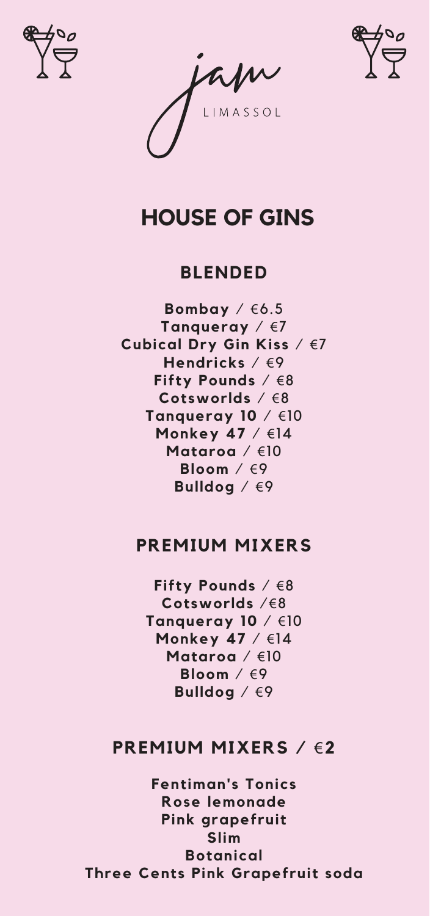jam

LIMASSOL

# HOUSE OF GINS

## BLENDED

**Bombay** / €6.5
**Tanqueray** / €7
**Cubical Dry Gin Kiss** / €7
**Hendricks** / €9
**Fifty Pounds** / €8
**Cotsworlds** / €8
**Tanqueray 10** / €10
**Monkey 47** / €14
**Mataroa** / €10
**Bloom** / €9
**Bulldog** / €9

## PREMIUM MIXERS

**Fifty Pounds** / €8
**Cotsworlds** /€8
**Tanqueray 10** / €10
**Monkey 47** / €14
**Mataroa** / €10
**Bloom** / €9
**Bulldog** / €9

## PREMIUM MIXERS / €2

**Fentiman's Tonics**
**Rose lemonade**
**Pink grapefruit**
**Slim**
**Botanical**
**Three Cents Pink Grapefruit soda**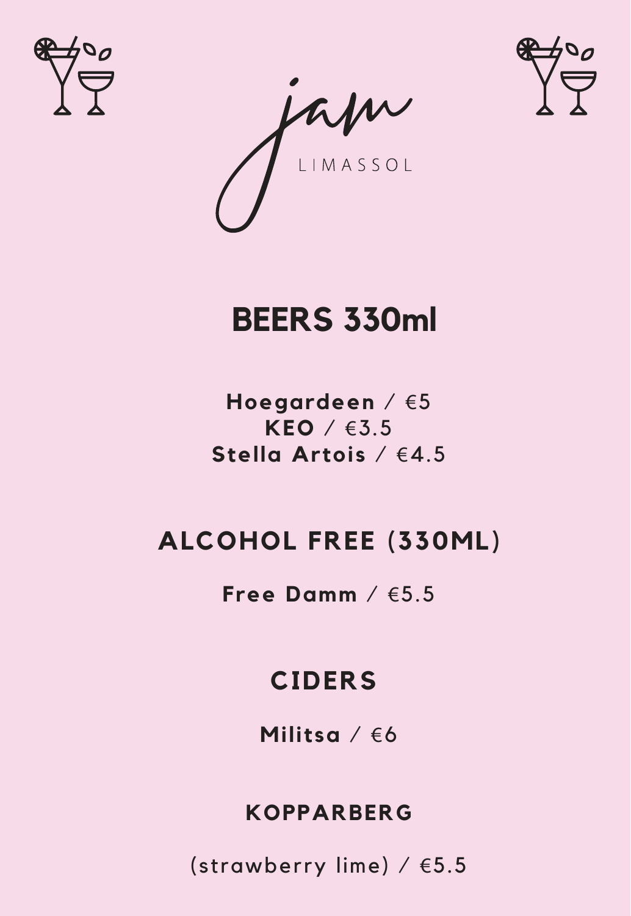jam

LIMASSOL

## BEERS 330ml

**Hoegardeen** / €5
**KEO** / €3.5
**Stella Artois** / €4.5

## ALCOHOL FREE (330ML)

**Free Damm** / €5.5

## CIDERS

**Militsa** / €6

### KOPPARBERG

(strawberry lime) / €5.5